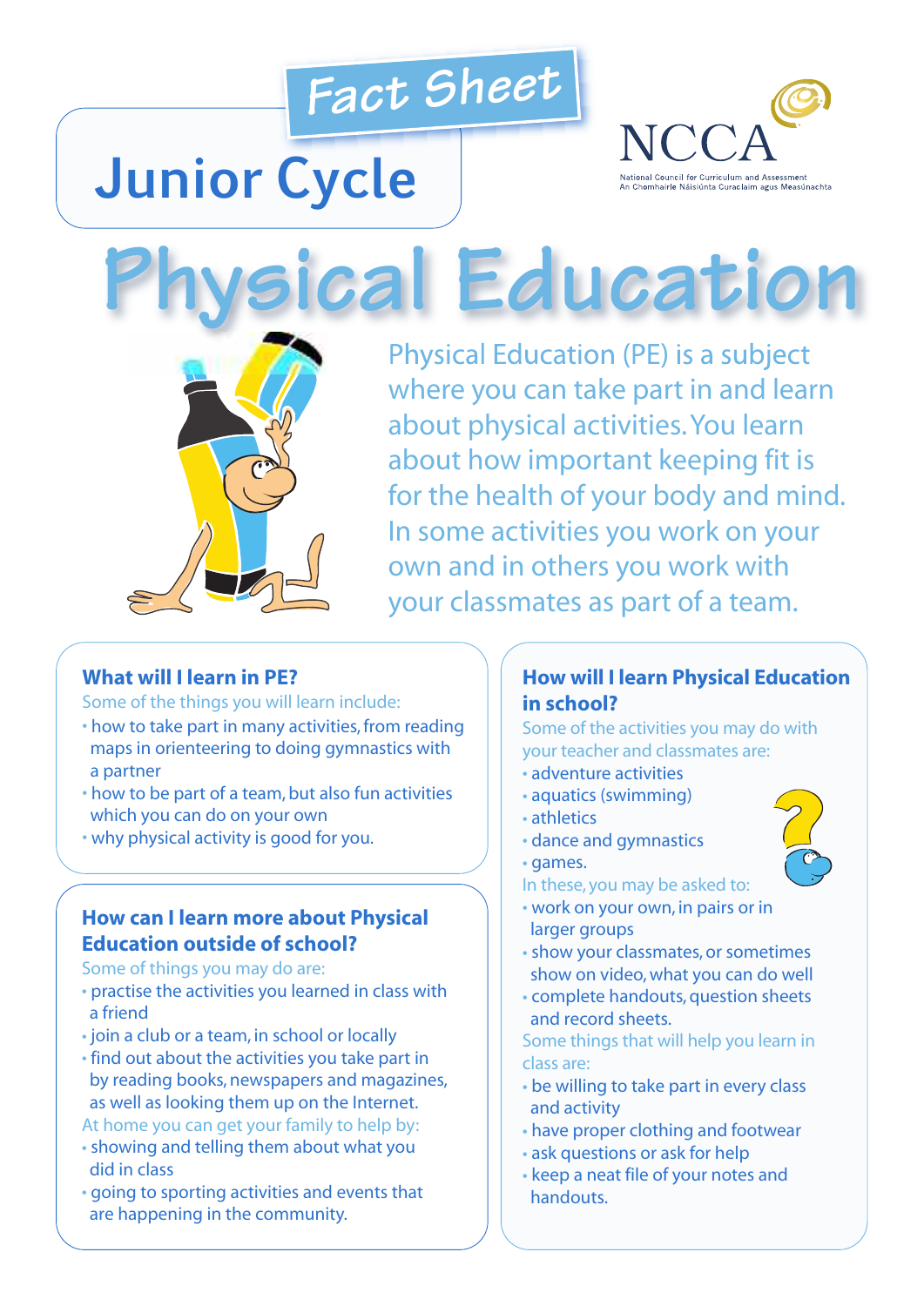Fact Sheet

# Junior Cycle

NCCA
National Council for Curriculum and Assessment
An Chomhairle Náisiúnta Curaclaim agus Measúnachta

# Physical Education

Physical Education (PE) is a subject where you can take part in and learn about physical activities. You learn about how important keeping fit is for the health of your body and mind. In some activities you work on your own and in others you work with your classmates as part of a team.

## What will I learn in PE?

Some of the things you will learn include:

- how to take part in many activities, from reading maps in orienteering to doing gymnastics with a partner
- how to be part of a team, but also fun activities which you can do on your own
- why physical activity is good for you.

## How can I learn more about Physical Education outside of school?

Some of things you may do are:

- practise the activities you learned in class with a friend
- join a club or a team, in school or locally
- find out about the activities you take part in by reading books, newspapers and magazines, as well as looking them up on the Internet.

At home you can get your family to help by:

- showing and telling them about what you did in class
- going to sporting activities and events that are happening in the community.

## How will I learn Physical Education in school?

Some of the activities you may do with your teacher and classmates are:

- adventure activities
- aquatics (swimming)
- athletics
- dance and gymnastics
- games.

In these, you may be asked to:

- work on your own, in pairs or in larger groups
- show your classmates, or sometimes show on video, what you can do well
- complete handouts, question sheets and record sheets.

Some things that will help you learn in class are:

- be willing to take part in every class and activity
- have proper clothing and footwear
- ask questions or ask for help
- keep a neat file of your notes and handouts.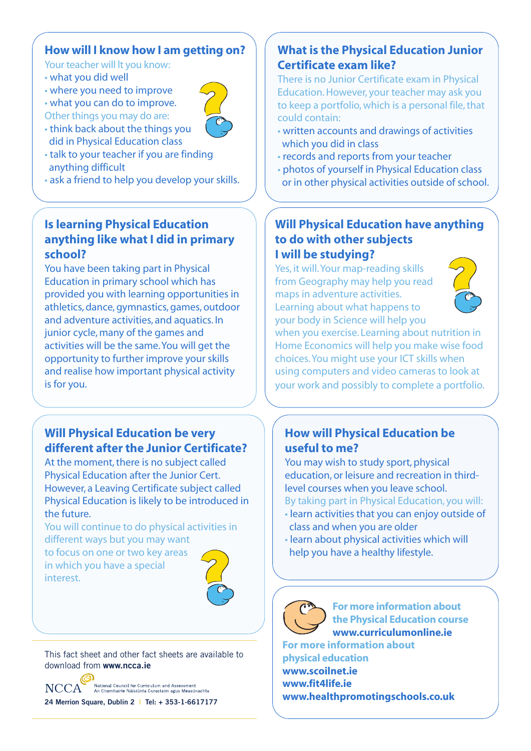## How will I know how I am getting on?

Your teacher will lt you know:

- what you did well
- where you need to improve
- what you can do to improve.

Other things you may do are:

- think back about the things you did in Physical Education class
- talk to your teacher if you are finding anything difficult
- ask a friend to help you develop your skills.

## What is the Physical Education Junior Certificate exam like?

There is no Junior Certificate exam in Physical Education. However, your teacher may ask you to keep a portfolio, which is a personal file, that could contain:

- written accounts and drawings of activities which you did in class
- records and reports from your teacher
- photos of yourself in Physical Education class or in other physical activities outside of school.

## Is learning Physical Education anything like what I did in primary school?

You have been taking part in Physical Education in primary school which has provided you with learning opportunities in athletics, dance, gymnastics, games, outdoor and adventure activities, and aquatics. In junior cycle, many of the games and activities will be the same. You will get the opportunity to further improve your skills and realise how important physical activity is for you.

## Will Physical Education have anything to do with other subjects I will be studying?

Yes, it will. Your map-reading skills from Geography may help you read maps in adventure activities. Learning about what happens to your body in Science will help you when you exercise. Learning about nutrition in Home Economics will help you make wise food choices. You might use your ICT skills when using computers and video cameras to look at your work and possibly to complete a portfolio.

## Will Physical Education be very different after the Junior Certificate?

At the moment, there is no subject called Physical Education after the Junior Cert. However, a Leaving Certificate subject called Physical Education is likely to be introduced in the future.

You will continue to do physical activities in different ways but you may want to focus on one or two key areas in which you have a special interest.

## How will Physical Education be useful to me?

You may wish to study sport, physical education, or leisure and recreation in third-level courses when you leave school.

By taking part in Physical Education, you will:

- learn activities that you can enjoy outside of class and when you are older
- learn about physical activities which will help you have a healthy lifestyle.

**For more information about the Physical Education course**
**www.curriculumonline.ie**

**For more information about physical education**
**www.scoilnet.ie**
**www.fit4life.ie**
**www.healthpromotingschools.co.uk**

This fact sheet and other fact sheets are available to download from **www.ncca.ie**

NCCA National Council for Curriculum and Assessment
An Chomhairle Náisiúnta Curaclaim agus Measúnachta

**24 Merrion Square, Dublin 2 | Tel: + 353-1-6617177**